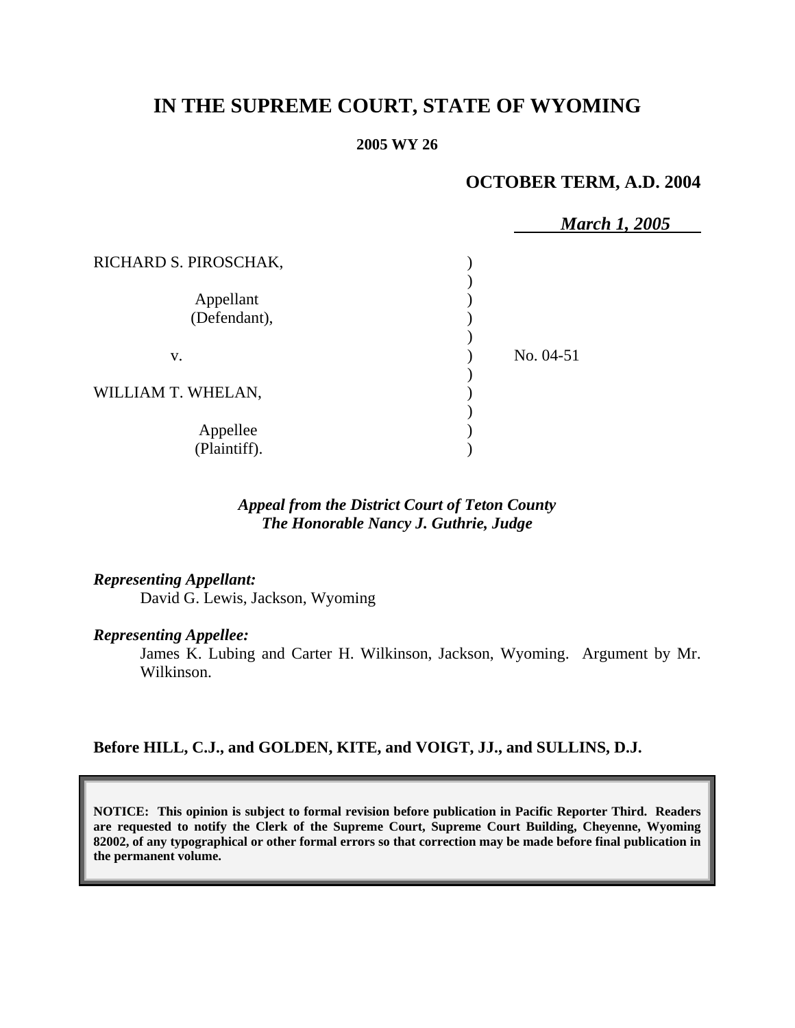# IN THE SUPREME COURT, STATE OF WYOMING

**2005 WY 26**

**OCTOBER TERM, A.D. 2004**

***March 1, 2005***

RICHARD S. PIROSCHAK,

Appellant (Defendant),

v.

WILLIAM T. WHELAN,

Appellee (Plaintiff).

No. 04-51

***Appeal from the District Court of Teton County***
***The Honorable Nancy J. Guthrie, Judge***

***Representing Appellant:***

David G. Lewis, Jackson, Wyoming

***Representing Appellee:***

James K. Lubing and Carter H. Wilkinson, Jackson, Wyoming. Argument by Mr. Wilkinson.

**Before HILL, C.J., and GOLDEN, KITE, and VOIGT, JJ., and SULLINS, D.J.**

**NOTICE: This opinion is subject to formal revision before publication in Pacific Reporter Third. Readers are requested to notify the Clerk of the Supreme Court, Supreme Court Building, Cheyenne, Wyoming 82002, of any typographical or other formal errors so that correction may be made before final publication in the permanent volume.**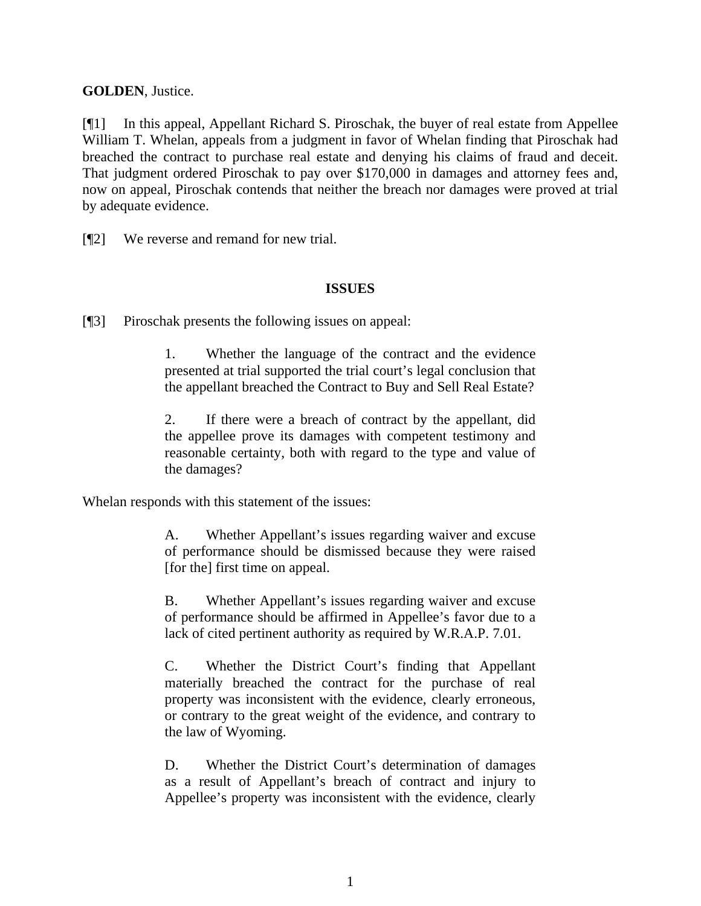**GOLDEN**, Justice.

[¶1] In this appeal, Appellant Richard S. Piroschak, the buyer of real estate from Appellee William T. Whelan, appeals from a judgment in favor of Whelan finding that Piroschak had breached the contract to purchase real estate and denying his claims of fraud and deceit. That judgment ordered Piroschak to pay over $170,000 in damages and attorney fees and, now on appeal, Piroschak contends that neither the breach nor damages were proved at trial by adequate evidence.

[¶2] We reverse and remand for new trial.

## ISSUES

[¶3] Piroschak presents the following issues on appeal:

> 1. Whether the language of the contract and the evidence presented at trial supported the trial court's legal conclusion that the appellant breached the Contract to Buy and Sell Real Estate?
>
> 2. If there were a breach of contract by the appellant, did the appellee prove its damages with competent testimony and reasonable certainty, both with regard to the type and value of the damages?

Whelan responds with this statement of the issues:

> A. Whether Appellant's issues regarding waiver and excuse of performance should be dismissed because they were raised [for the] first time on appeal.
>
> B. Whether Appellant's issues regarding waiver and excuse of performance should be affirmed in Appellee's favor due to a lack of cited pertinent authority as required by W.R.A.P. 7.01.
>
> C. Whether the District Court's finding that Appellant materially breached the contract for the purchase of real property was inconsistent with the evidence, clearly erroneous, or contrary to the great weight of the evidence, and contrary to the law of Wyoming.
>
> D. Whether the District Court's determination of damages as a result of Appellant's breach of contract and injury to Appellee's property was inconsistent with the evidence, clearly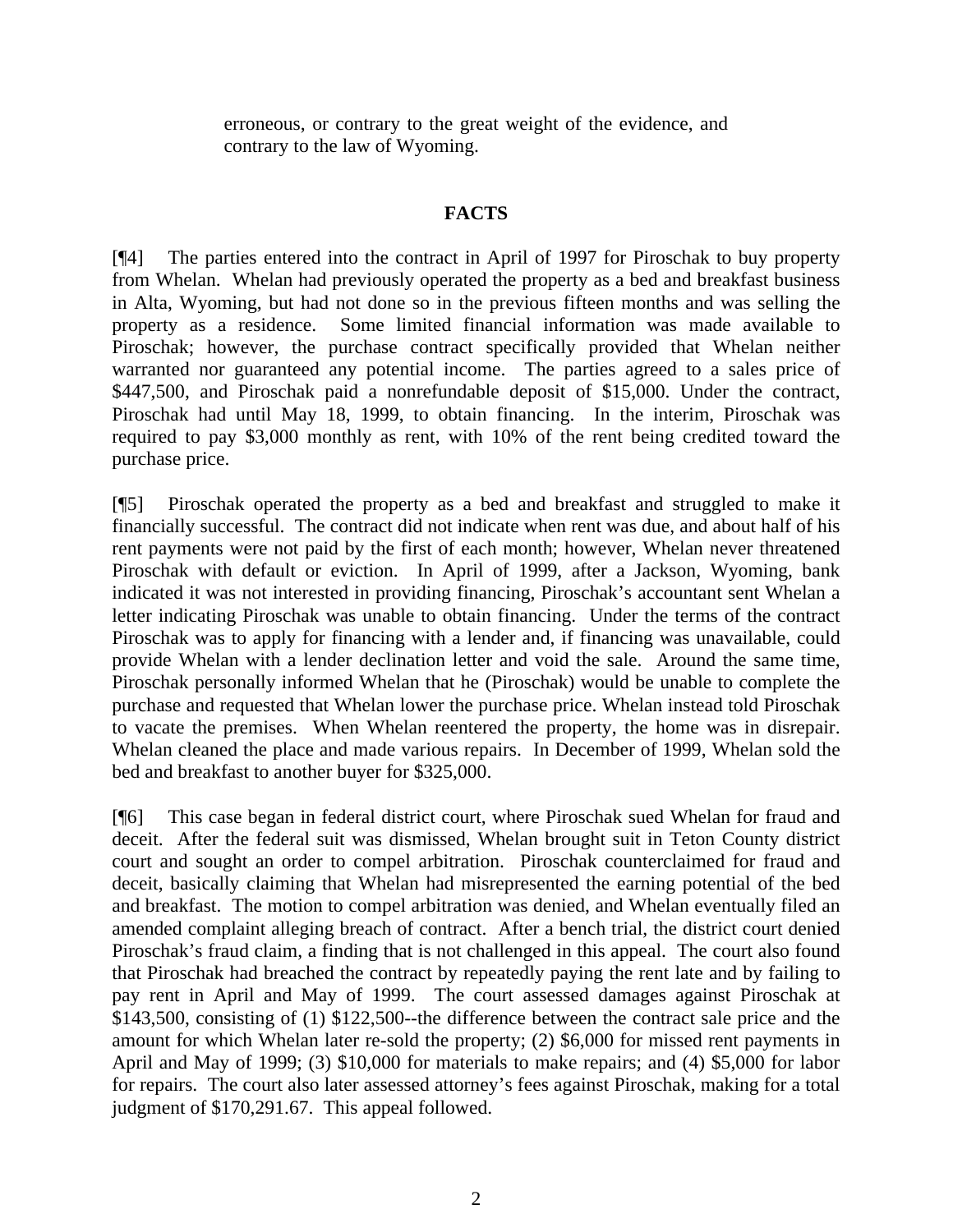erroneous, or contrary to the great weight of the evidence, and contrary to the law of Wyoming.

## FACTS

[¶4] The parties entered into the contract in April of 1997 for Piroschak to buy property from Whelan. Whelan had previously operated the property as a bed and breakfast business in Alta, Wyoming, but had not done so in the previous fifteen months and was selling the property as a residence. Some limited financial information was made available to Piroschak; however, the purchase contract specifically provided that Whelan neither warranted nor guaranteed any potential income. The parties agreed to a sales price of $447,500, and Piroschak paid a nonrefundable deposit of $15,000. Under the contract, Piroschak had until May 18, 1999, to obtain financing. In the interim, Piroschak was required to pay $3,000 monthly as rent, with 10% of the rent being credited toward the purchase price.

[¶5] Piroschak operated the property as a bed and breakfast and struggled to make it financially successful. The contract did not indicate when rent was due, and about half of his rent payments were not paid by the first of each month; however, Whelan never threatened Piroschak with default or eviction. In April of 1999, after a Jackson, Wyoming, bank indicated it was not interested in providing financing, Piroschak's accountant sent Whelan a letter indicating Piroschak was unable to obtain financing. Under the terms of the contract Piroschak was to apply for financing with a lender and, if financing was unavailable, could provide Whelan with a lender declination letter and void the sale. Around the same time, Piroschak personally informed Whelan that he (Piroschak) would be unable to complete the purchase and requested that Whelan lower the purchase price. Whelan instead told Piroschak to vacate the premises. When Whelan reentered the property, the home was in disrepair. Whelan cleaned the place and made various repairs. In December of 1999, Whelan sold the bed and breakfast to another buyer for $325,000.

[¶6] This case began in federal district court, where Piroschak sued Whelan for fraud and deceit. After the federal suit was dismissed, Whelan brought suit in Teton County district court and sought an order to compel arbitration. Piroschak counterclaimed for fraud and deceit, basically claiming that Whelan had misrepresented the earning potential of the bed and breakfast. The motion to compel arbitration was denied, and Whelan eventually filed an amended complaint alleging breach of contract. After a bench trial, the district court denied Piroschak's fraud claim, a finding that is not challenged in this appeal. The court also found that Piroschak had breached the contract by repeatedly paying the rent late and by failing to pay rent in April and May of 1999. The court assessed damages against Piroschak at $143,500, consisting of (1) $122,500--the difference between the contract sale price and the amount for which Whelan later re-sold the property; (2) $6,000 for missed rent payments in April and May of 1999; (3) $10,000 for materials to make repairs; and (4) $5,000 for labor for repairs. The court also later assessed attorney's fees against Piroschak, making for a total judgment of $170,291.67. This appeal followed.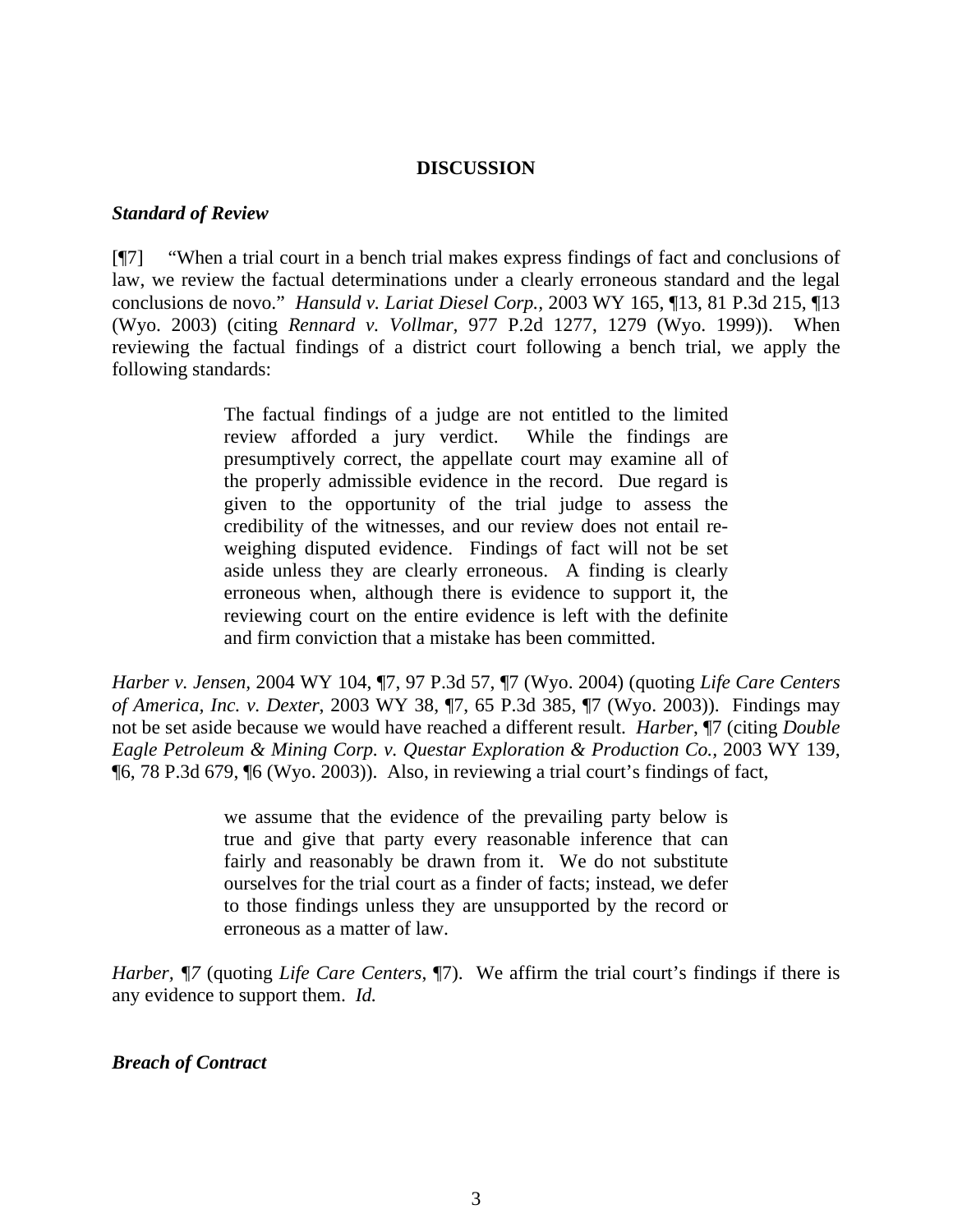## DISCUSSION

### *Standard of Review*

[¶7] "When a trial court in a bench trial makes express findings of fact and conclusions of law, we review the factual determinations under a clearly erroneous standard and the legal conclusions de novo." *Hansuld v. Lariat Diesel Corp.*, 2003 WY 165, ¶13, 81 P.3d 215, ¶13 (Wyo. 2003) (citing *Rennard v. Vollmar*, 977 P.2d 1277, 1279 (Wyo. 1999)). When reviewing the factual findings of a district court following a bench trial, we apply the following standards:

> The factual findings of a judge are not entitled to the limited review afforded a jury verdict. While the findings are presumptively correct, the appellate court may examine all of the properly admissible evidence in the record. Due regard is given to the opportunity of the trial judge to assess the credibility of the witnesses, and our review does not entail re-weighing disputed evidence. Findings of fact will not be set aside unless they are clearly erroneous. A finding is clearly erroneous when, although there is evidence to support it, the reviewing court on the entire evidence is left with the definite and firm conviction that a mistake has been committed.

*Harber v. Jensen*, 2004 WY 104, ¶7, 97 P.3d 57, ¶7 (Wyo. 2004) (quoting *Life Care Centers of America, Inc. v. Dexter*, 2003 WY 38, ¶7, 65 P.3d 385, ¶7 (Wyo. 2003)). Findings may not be set aside because we would have reached a different result. *Harber*, ¶7 (citing *Double Eagle Petroleum & Mining Corp. v. Questar Exploration & Production Co.*, 2003 WY 139, ¶6, 78 P.3d 679, ¶6 (Wyo. 2003)). Also, in reviewing a trial court's findings of fact,

> we assume that the evidence of the prevailing party below is true and give that party every reasonable inference that can fairly and reasonably be drawn from it. We do not substitute ourselves for the trial court as a finder of facts; instead, we defer to those findings unless they are unsupported by the record or erroneous as a matter of law.

*Harber, ¶7* (quoting *Life Care Centers*, ¶7). We affirm the trial court's findings if there is any evidence to support them. *Id.*

### *Breach of Contract*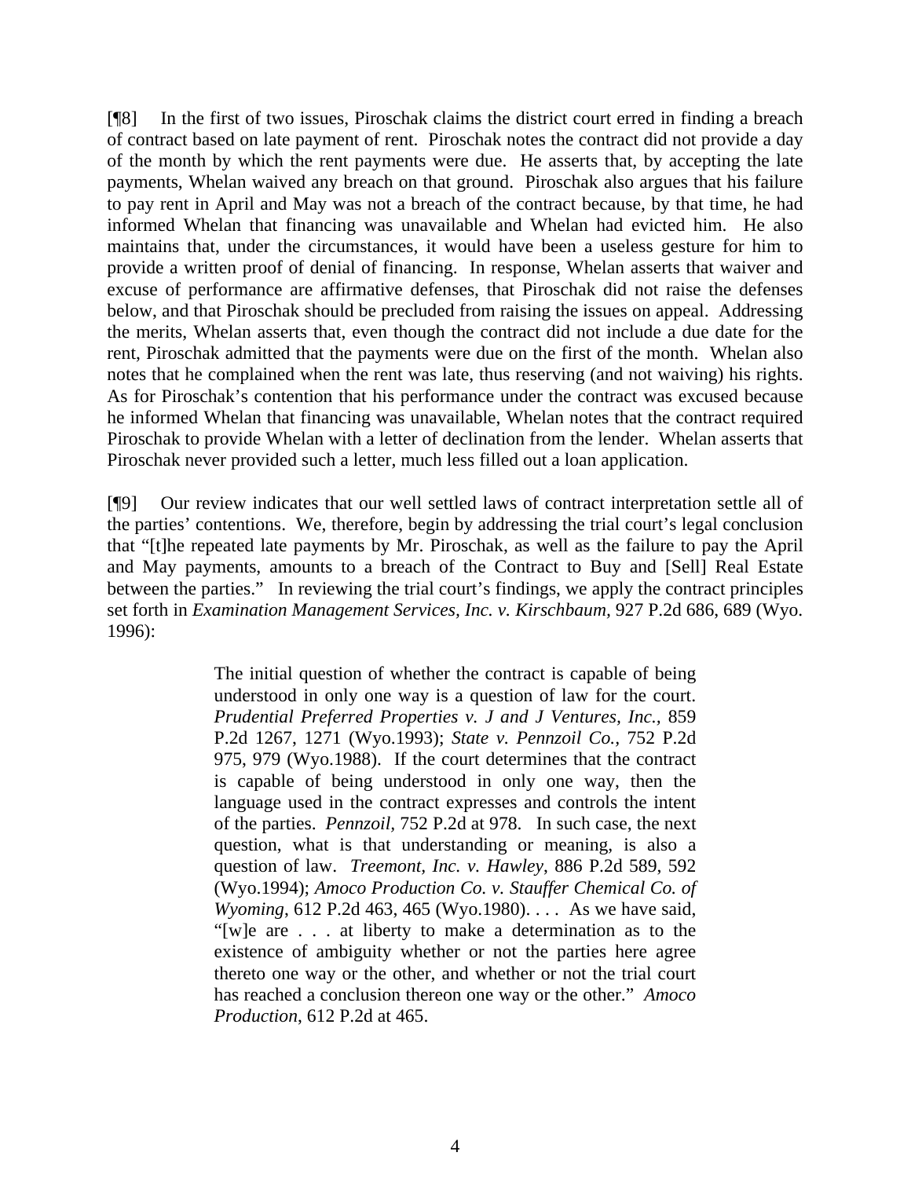[¶8] In the first of two issues, Piroschak claims the district court erred in finding a breach of contract based on late payment of rent. Piroschak notes the contract did not provide a day of the month by which the rent payments were due. He asserts that, by accepting the late payments, Whelan waived any breach on that ground. Piroschak also argues that his failure to pay rent in April and May was not a breach of the contract because, by that time, he had informed Whelan that financing was unavailable and Whelan had evicted him. He also maintains that, under the circumstances, it would have been a useless gesture for him to provide a written proof of denial of financing. In response, Whelan asserts that waiver and excuse of performance are affirmative defenses, that Piroschak did not raise the defenses below, and that Piroschak should be precluded from raising the issues on appeal. Addressing the merits, Whelan asserts that, even though the contract did not include a due date for the rent, Piroschak admitted that the payments were due on the first of the month. Whelan also notes that he complained when the rent was late, thus reserving (and not waiving) his rights. As for Piroschak's contention that his performance under the contract was excused because he informed Whelan that financing was unavailable, Whelan notes that the contract required Piroschak to provide Whelan with a letter of declination from the lender. Whelan asserts that Piroschak never provided such a letter, much less filled out a loan application.

[¶9] Our review indicates that our well settled laws of contract interpretation settle all of the parties' contentions. We, therefore, begin by addressing the trial court's legal conclusion that "[t]he repeated late payments by Mr. Piroschak, as well as the failure to pay the April and May payments, amounts to a breach of the Contract to Buy and [Sell] Real Estate between the parties." In reviewing the trial court's findings, we apply the contract principles set forth in *Examination Management Services, Inc. v. Kirschbaum*, 927 P.2d 686, 689 (Wyo. 1996):

> The initial question of whether the contract is capable of being understood in only one way is a question of law for the court. *Prudential Preferred Properties v. J and J Ventures, Inc.*, 859 P.2d 1267, 1271 (Wyo.1993); *State v. Pennzoil Co.*, 752 P.2d 975, 979 (Wyo.1988). If the court determines that the contract is capable of being understood in only one way, then the language used in the contract expresses and controls the intent of the parties. *Pennzoil*, 752 P.2d at 978. In such case, the next question, what is that understanding or meaning, is also a question of law. *Treemont, Inc. v. Hawley*, 886 P.2d 589, 592 (Wyo.1994); *Amoco Production Co. v. Stauffer Chemical Co. of Wyoming*, 612 P.2d 463, 465 (Wyo.1980). . . . As we have said, "[w]e are . . . at liberty to make a determination as to the existence of ambiguity whether or not the parties here agree thereto one way or the other, and whether or not the trial court has reached a conclusion thereon one way or the other." *Amoco Production*, 612 P.2d at 465.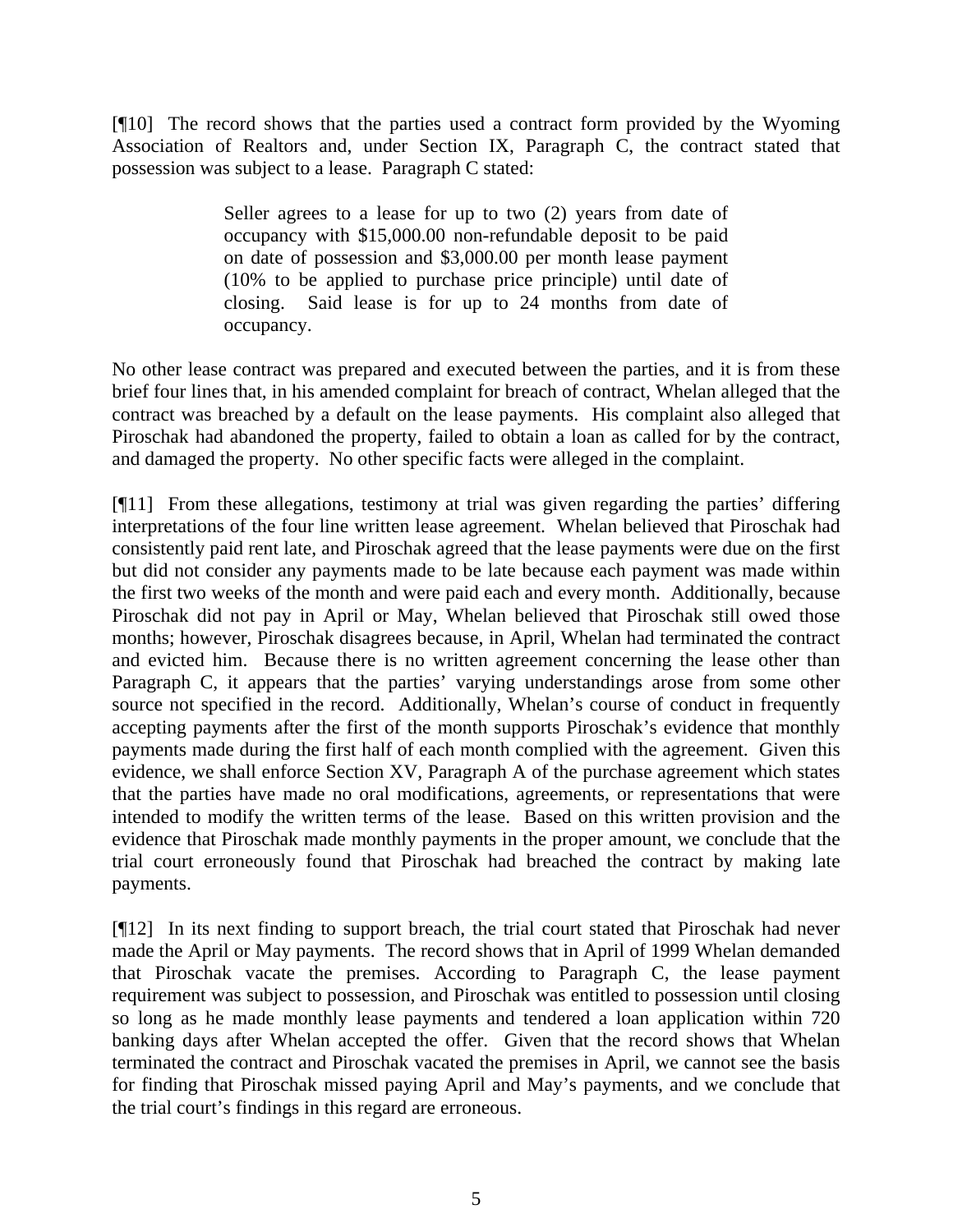[¶10] The record shows that the parties used a contract form provided by the Wyoming Association of Realtors and, under Section IX, Paragraph C, the contract stated that possession was subject to a lease. Paragraph C stated:

> Seller agrees to a lease for up to two (2) years from date of occupancy with $15,000.00 non-refundable deposit to be paid on date of possession and $3,000.00 per month lease payment (10% to be applied to purchase price principle) until date of closing. Said lease is for up to 24 months from date of occupancy.

No other lease contract was prepared and executed between the parties, and it is from these brief four lines that, in his amended complaint for breach of contract, Whelan alleged that the contract was breached by a default on the lease payments. His complaint also alleged that Piroschak had abandoned the property, failed to obtain a loan as called for by the contract, and damaged the property. No other specific facts were alleged in the complaint.

[¶11] From these allegations, testimony at trial was given regarding the parties' differing interpretations of the four line written lease agreement. Whelan believed that Piroschak had consistently paid rent late, and Piroschak agreed that the lease payments were due on the first but did not consider any payments made to be late because each payment was made within the first two weeks of the month and were paid each and every month. Additionally, because Piroschak did not pay in April or May, Whelan believed that Piroschak still owed those months; however, Piroschak disagrees because, in April, Whelan had terminated the contract and evicted him. Because there is no written agreement concerning the lease other than Paragraph C, it appears that the parties' varying understandings arose from some other source not specified in the record. Additionally, Whelan's course of conduct in frequently accepting payments after the first of the month supports Piroschak's evidence that monthly payments made during the first half of each month complied with the agreement. Given this evidence, we shall enforce Section XV, Paragraph A of the purchase agreement which states that the parties have made no oral modifications, agreements, or representations that were intended to modify the written terms of the lease. Based on this written provision and the evidence that Piroschak made monthly payments in the proper amount, we conclude that the trial court erroneously found that Piroschak had breached the contract by making late payments.

[¶12] In its next finding to support breach, the trial court stated that Piroschak had never made the April or May payments. The record shows that in April of 1999 Whelan demanded that Piroschak vacate the premises. According to Paragraph C, the lease payment requirement was subject to possession, and Piroschak was entitled to possession until closing so long as he made monthly lease payments and tendered a loan application within 720 banking days after Whelan accepted the offer. Given that the record shows that Whelan terminated the contract and Piroschak vacated the premises in April, we cannot see the basis for finding that Piroschak missed paying April and May's payments, and we conclude that the trial court's findings in this regard are erroneous.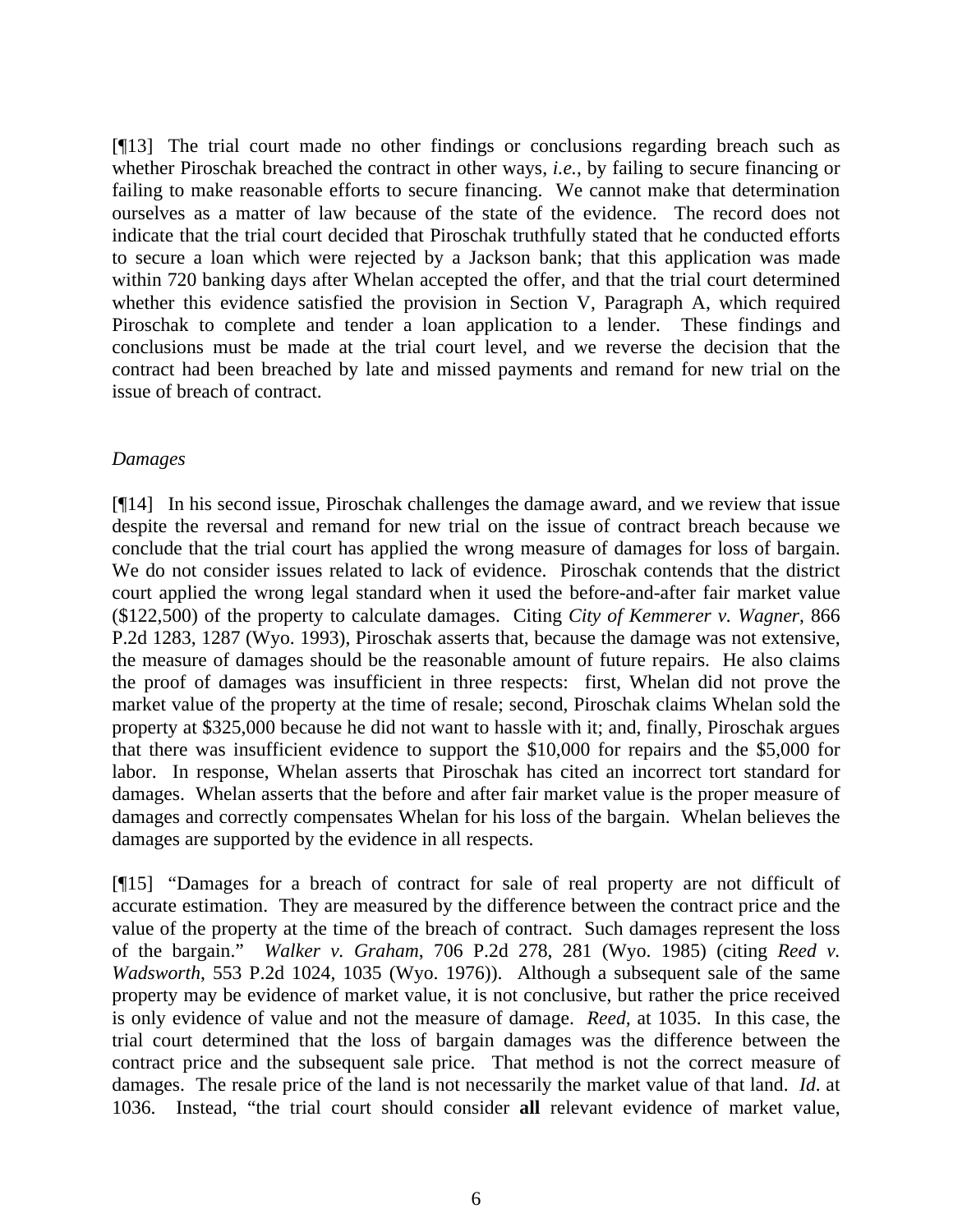[¶13] The trial court made no other findings or conclusions regarding breach such as whether Piroschak breached the contract in other ways, *i.e.*, by failing to secure financing or failing to make reasonable efforts to secure financing. We cannot make that determination ourselves as a matter of law because of the state of the evidence. The record does not indicate that the trial court decided that Piroschak truthfully stated that he conducted efforts to secure a loan which were rejected by a Jackson bank; that this application was made within 720 banking days after Whelan accepted the offer, and that the trial court determined whether this evidence satisfied the provision in Section V, Paragraph A, which required Piroschak to complete and tender a loan application to a lender. These findings and conclusions must be made at the trial court level, and we reverse the decision that the contract had been breached by late and missed payments and remand for new trial on the issue of breach of contract.

*Damages*

[¶14] In his second issue, Piroschak challenges the damage award, and we review that issue despite the reversal and remand for new trial on the issue of contract breach because we conclude that the trial court has applied the wrong measure of damages for loss of bargain. We do not consider issues related to lack of evidence. Piroschak contends that the district court applied the wrong legal standard when it used the before-and-after fair market value ($122,500) of the property to calculate damages. Citing *City of Kemmerer v. Wagner*, 866 P.2d 1283, 1287 (Wyo. 1993), Piroschak asserts that, because the damage was not extensive, the measure of damages should be the reasonable amount of future repairs. He also claims the proof of damages was insufficient in three respects: first, Whelan did not prove the market value of the property at the time of resale; second, Piroschak claims Whelan sold the property at $325,000 because he did not want to hassle with it; and, finally, Piroschak argues that there was insufficient evidence to support the $10,000 for repairs and the $5,000 for labor. In response, Whelan asserts that Piroschak has cited an incorrect tort standard for damages. Whelan asserts that the before and after fair market value is the proper measure of damages and correctly compensates Whelan for his loss of the bargain. Whelan believes the damages are supported by the evidence in all respects.

[¶15] "Damages for a breach of contract for sale of real property are not difficult of accurate estimation. They are measured by the difference between the contract price and the value of the property at the time of the breach of contract. Such damages represent the loss of the bargain." *Walker v. Graham*, 706 P.2d 278, 281 (Wyo. 1985) (citing *Reed v. Wadsworth*, 553 P.2d 1024, 1035 (Wyo. 1976)). Although a subsequent sale of the same property may be evidence of market value, it is not conclusive, but rather the price received is only evidence of value and not the measure of damage. *Reed*, at 1035. In this case, the trial court determined that the loss of bargain damages was the difference between the contract price and the subsequent sale price. That method is not the correct measure of damages. The resale price of the land is not necessarily the market value of that land. *Id*. at 1036. Instead, "the trial court should consider **all** relevant evidence of market value,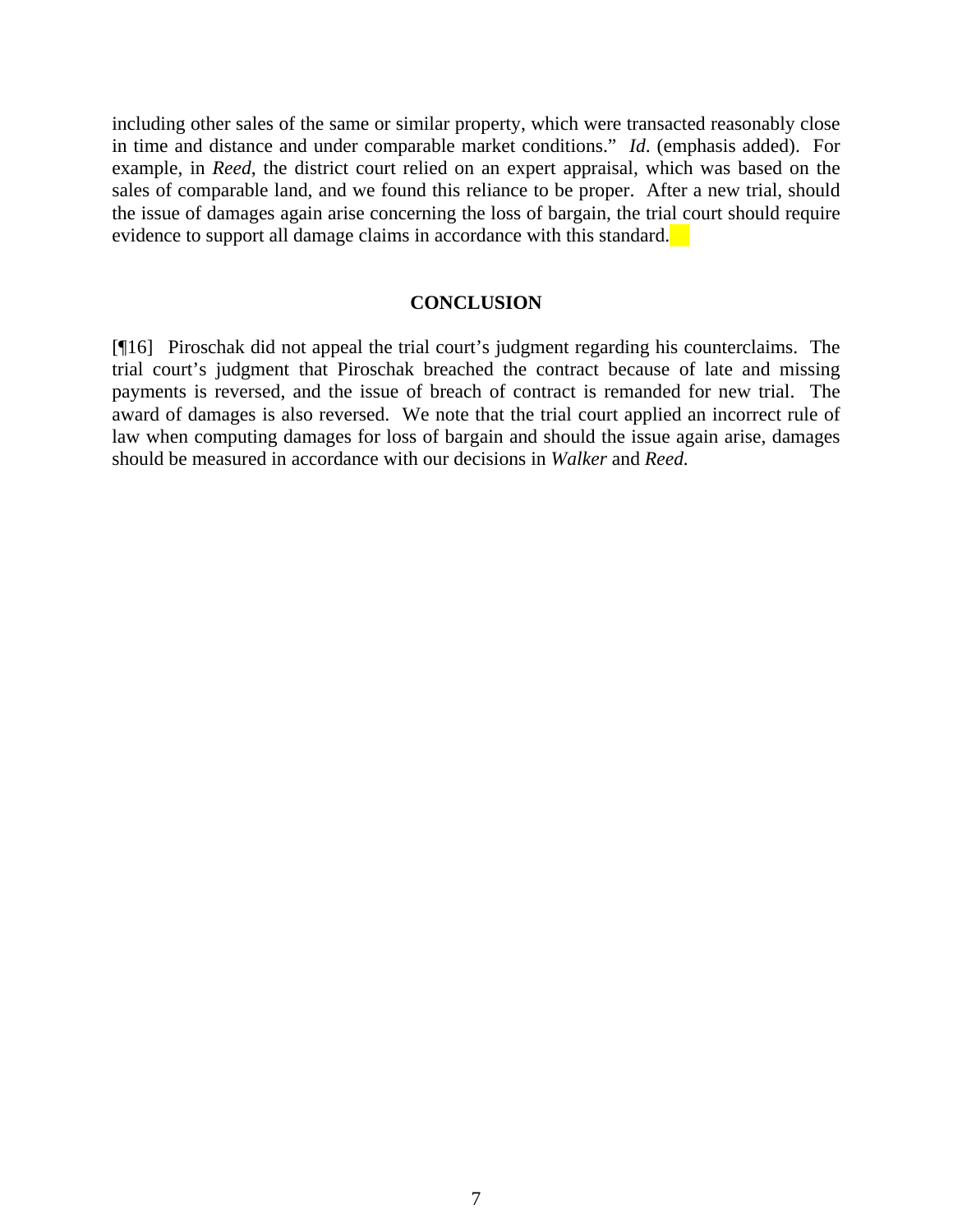including other sales of the same or similar property, which were transacted reasonably close in time and distance and under comparable market conditions." *Id*. (emphasis added). For example, in *Reed*, the district court relied on an expert appraisal, which was based on the sales of comparable land, and we found this reliance to be proper. After a new trial, should the issue of damages again arise concerning the loss of bargain, the trial court should require evidence to support all damage claims in accordance with this standard.

## CONCLUSION

[¶16] Piroschak did not appeal the trial court's judgment regarding his counterclaims. The trial court's judgment that Piroschak breached the contract because of late and missing payments is reversed, and the issue of breach of contract is remanded for new trial. The award of damages is also reversed. We note that the trial court applied an incorrect rule of law when computing damages for loss of bargain and should the issue again arise, damages should be measured in accordance with our decisions in *Walker* and *Reed.*